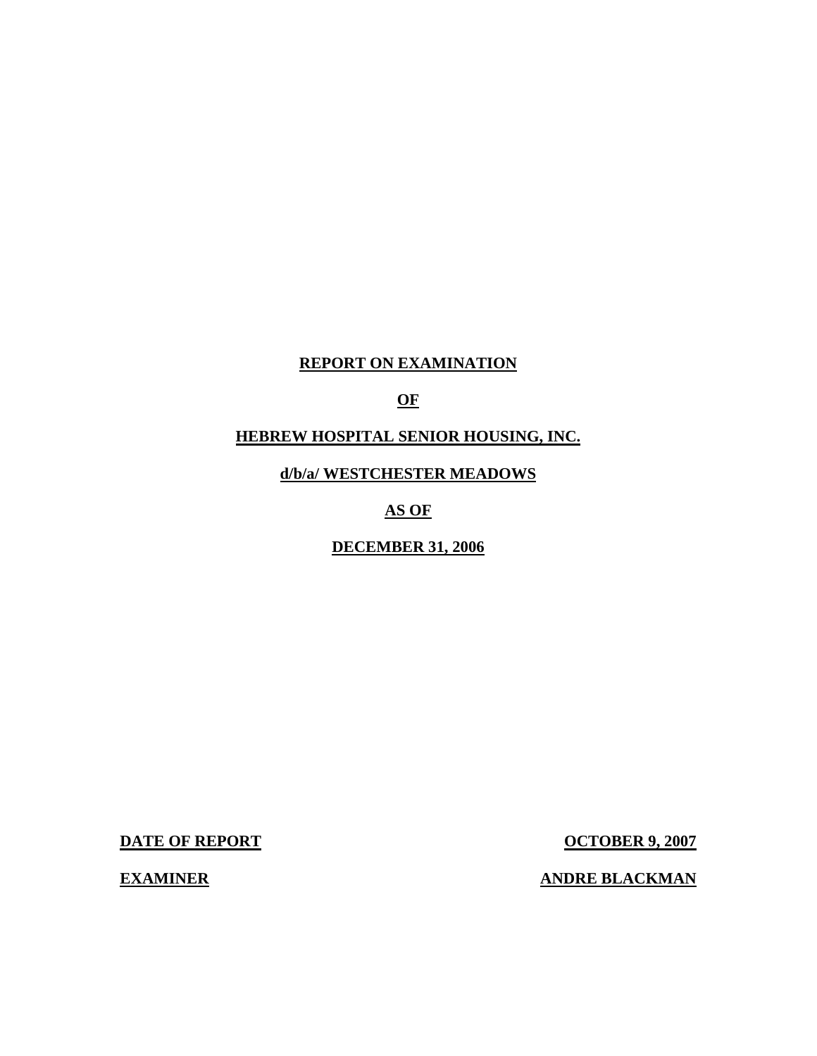**REPORT ON EXAMINATION**

**OF**

**HEBREW HOSPITAL SENIOR HOUSING, INC.**

**d/b/a/ WESTCHESTER MEADOWS**

**AS OF**

**DECEMBER 31, 2006**

| | |
|---|---|
| **DATE OF REPORT** | **OCTOBER 9, 2007** |
| **EXAMINER** | **ANDRE BLACKMAN** |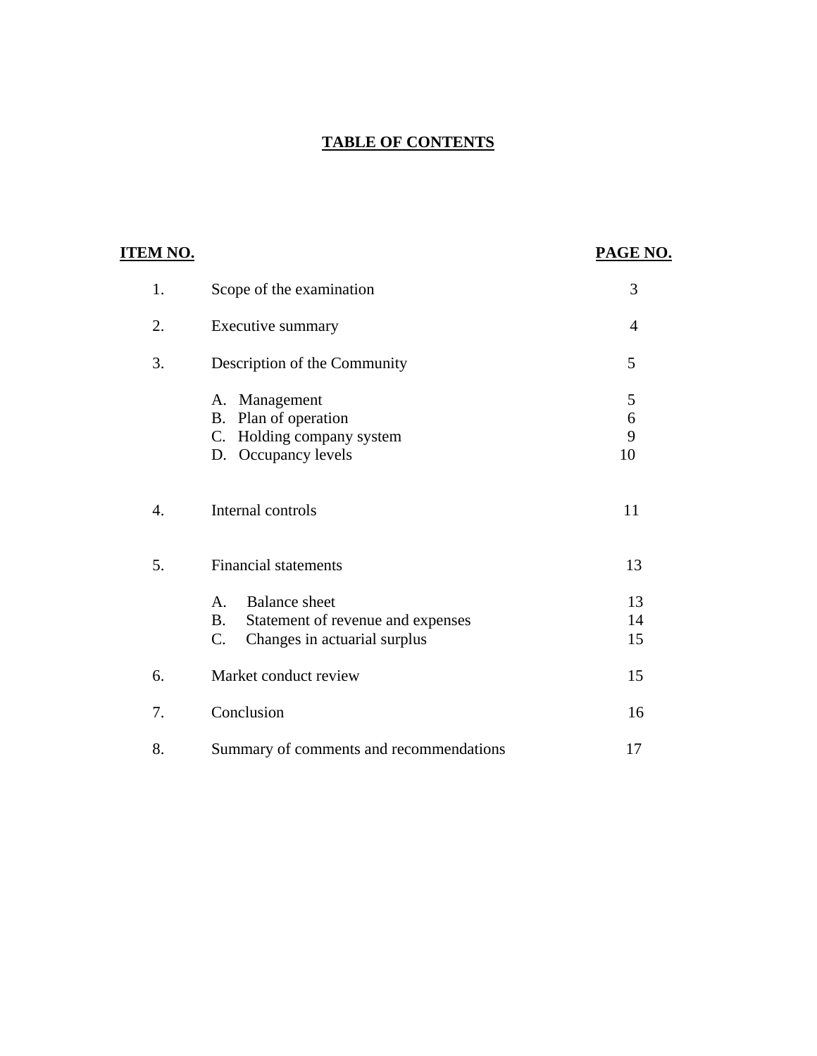# TABLE OF CONTENTS

| ITEM NO. | | PAGE NO. |
|---|---|---|
| 1. | Scope of the examination | 3 |
| 2. | Executive summary | 4 |
| 3. | Description of the Community | 5 |
| | A. Management | 5 |
| | B. Plan of operation | 6 |
| | C. Holding company system | 9 |
| | D. Occupancy levels | 10 |
| 4. | Internal controls | 11 |
| 5. | Financial statements | 13 |
| | A. Balance sheet | 13 |
| | B. Statement of revenue and expenses | 14 |
| | C. Changes in actuarial surplus | 15 |
| 6. | Market conduct review | 15 |
| 7. | Conclusion | 16 |
| 8. | Summary of comments and recommendations | 17 |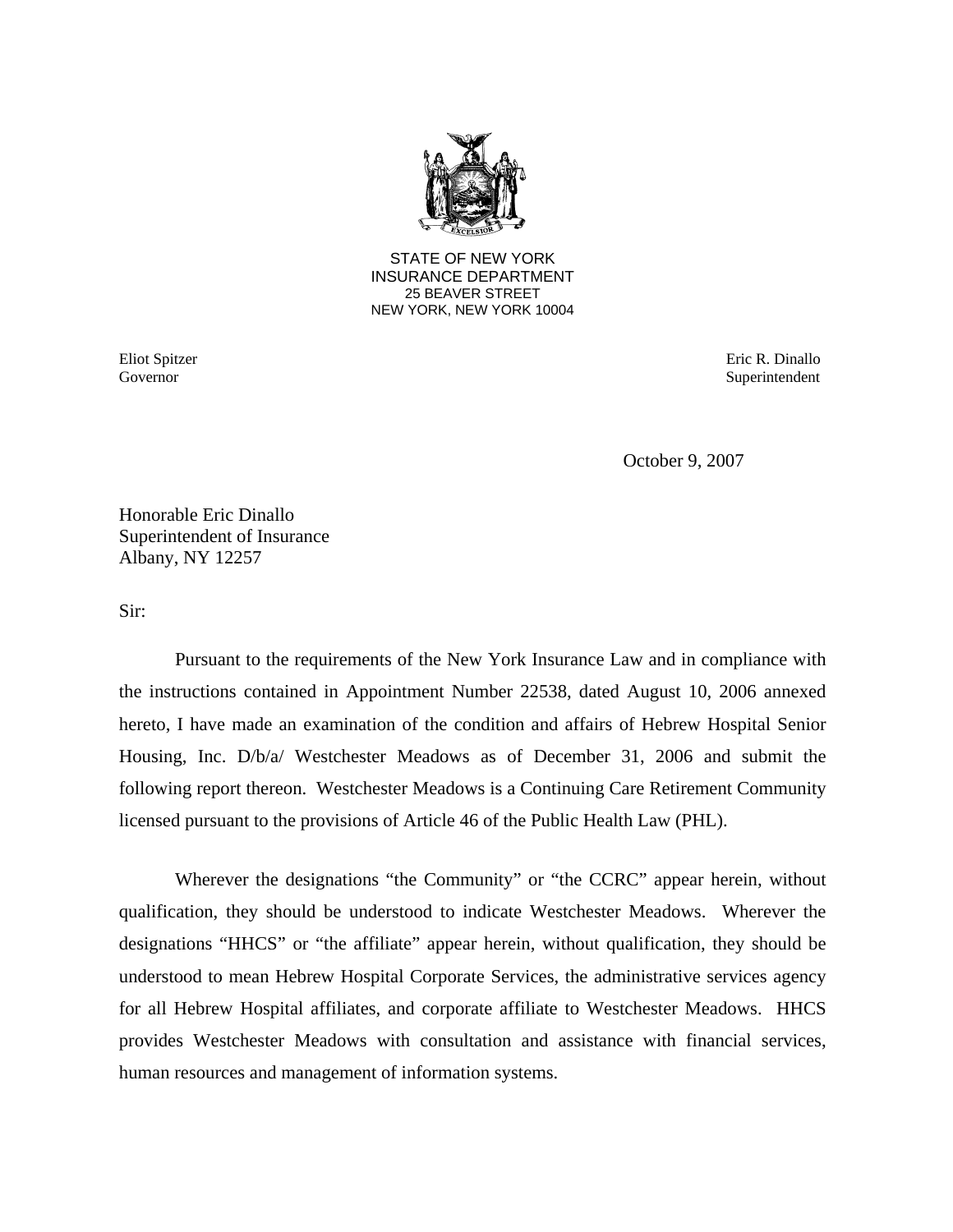STATE OF NEW YORK
INSURANCE DEPARTMENT
25 BEAVER STREET
NEW YORK, NEW YORK 10004

Eliot Spitzer
Governor

Eric R. Dinallo
Superintendent

October 9, 2007

Honorable Eric Dinallo
Superintendent of Insurance
Albany, NY 12257

Sir:

Pursuant to the requirements of the New York Insurance Law and in compliance with the instructions contained in Appointment Number 22538, dated August 10, 2006 annexed hereto, I have made an examination of the condition and affairs of Hebrew Hospital Senior Housing, Inc. D/b/a/ Westchester Meadows as of December 31, 2006 and submit the following report thereon. Westchester Meadows is a Continuing Care Retirement Community licensed pursuant to the provisions of Article 46 of the Public Health Law (PHL).

Wherever the designations "the Community" or "the CCRC" appear herein, without qualification, they should be understood to indicate Westchester Meadows. Wherever the designations "HHCS" or "the affiliate" appear herein, without qualification, they should be understood to mean Hebrew Hospital Corporate Services, the administrative services agency for all Hebrew Hospital affiliates, and corporate affiliate to Westchester Meadows. HHCS provides Westchester Meadows with consultation and assistance with financial services, human resources and management of information systems.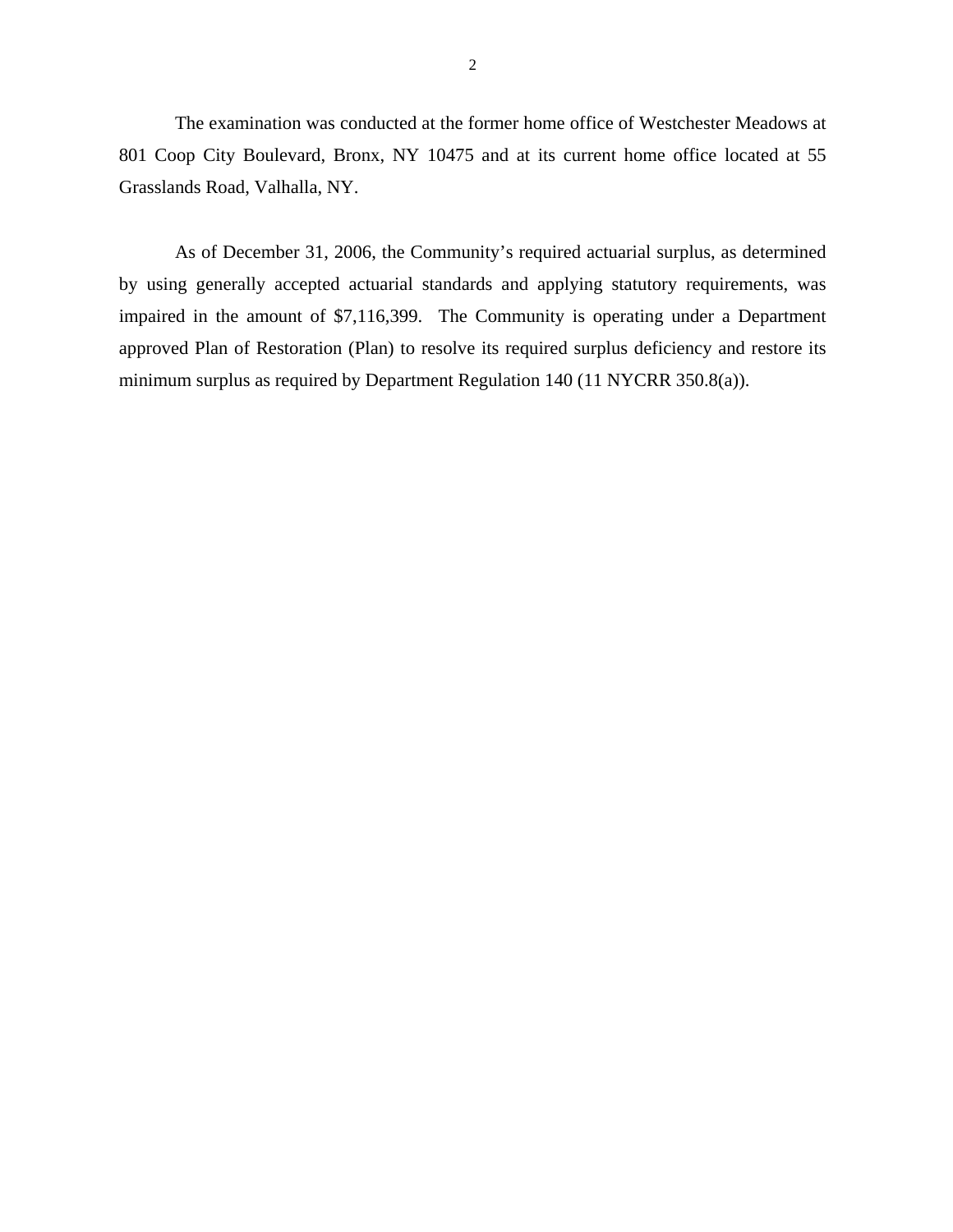The examination was conducted at the former home office of Westchester Meadows at 801 Coop City Boulevard, Bronx, NY 10475 and at its current home office located at 55 Grasslands Road, Valhalla, NY.

As of December 31, 2006, the Community's required actuarial surplus, as determined by using generally accepted actuarial standards and applying statutory requirements, was impaired in the amount of $7,116,399. The Community is operating under a Department approved Plan of Restoration (Plan) to resolve its required surplus deficiency and restore its minimum surplus as required by Department Regulation 140 (11 NYCRR 350.8(a)).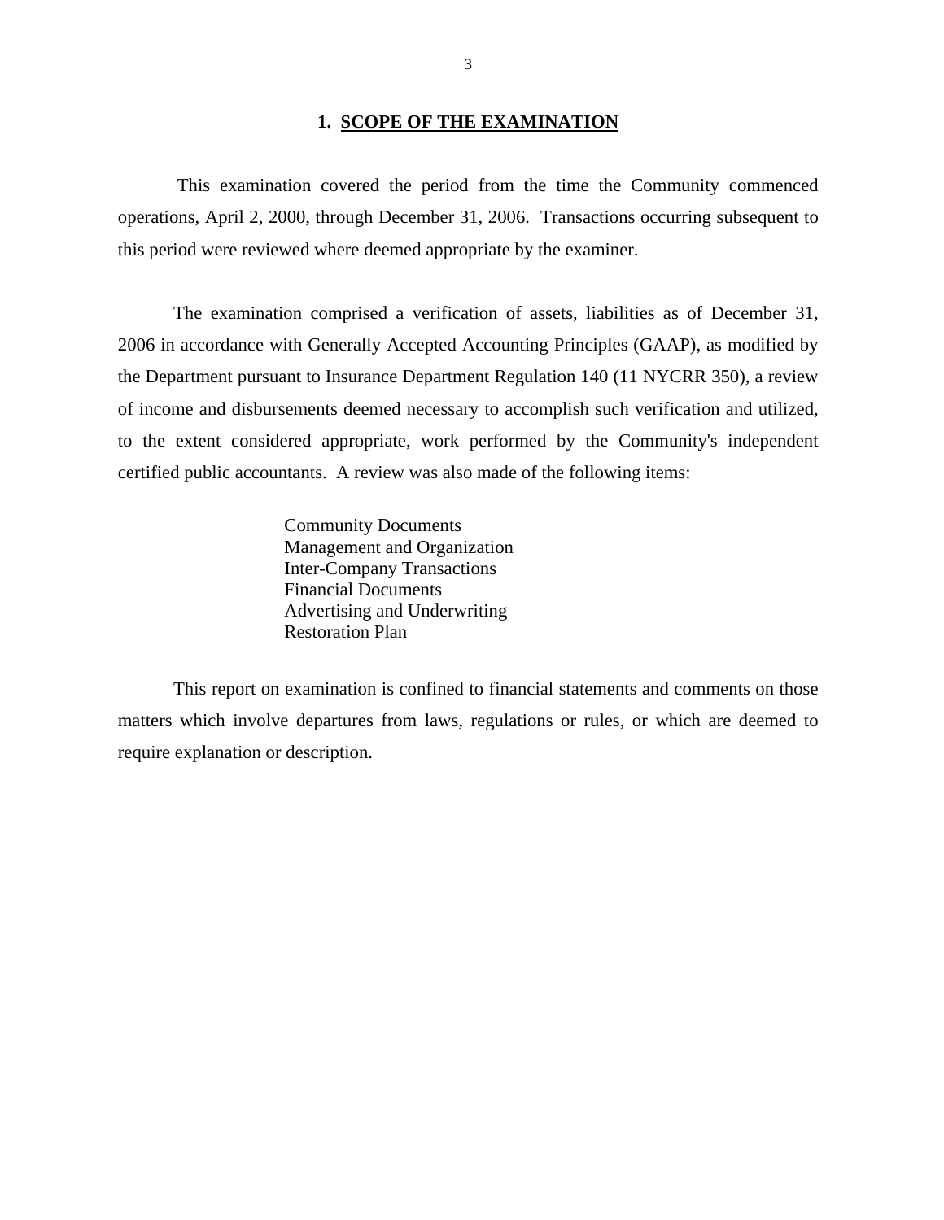## 1. SCOPE OF THE EXAMINATION

This examination covered the period from the time the Community commenced operations, April 2, 2000, through December 31, 2006. Transactions occurring subsequent to this period were reviewed where deemed appropriate by the examiner.

The examination comprised a verification of assets, liabilities as of December 31, 2006 in accordance with Generally Accepted Accounting Principles (GAAP), as modified by the Department pursuant to Insurance Department Regulation 140 (11 NYCRR 350), a review of income and disbursements deemed necessary to accomplish such verification and utilized, to the extent considered appropriate, work performed by the Community's independent certified public accountants. A review was also made of the following items:

Community Documents
Management and Organization
Inter-Company Transactions
Financial Documents
Advertising and Underwriting
Restoration Plan

This report on examination is confined to financial statements and comments on those matters which involve departures from laws, regulations or rules, or which are deemed to require explanation or description.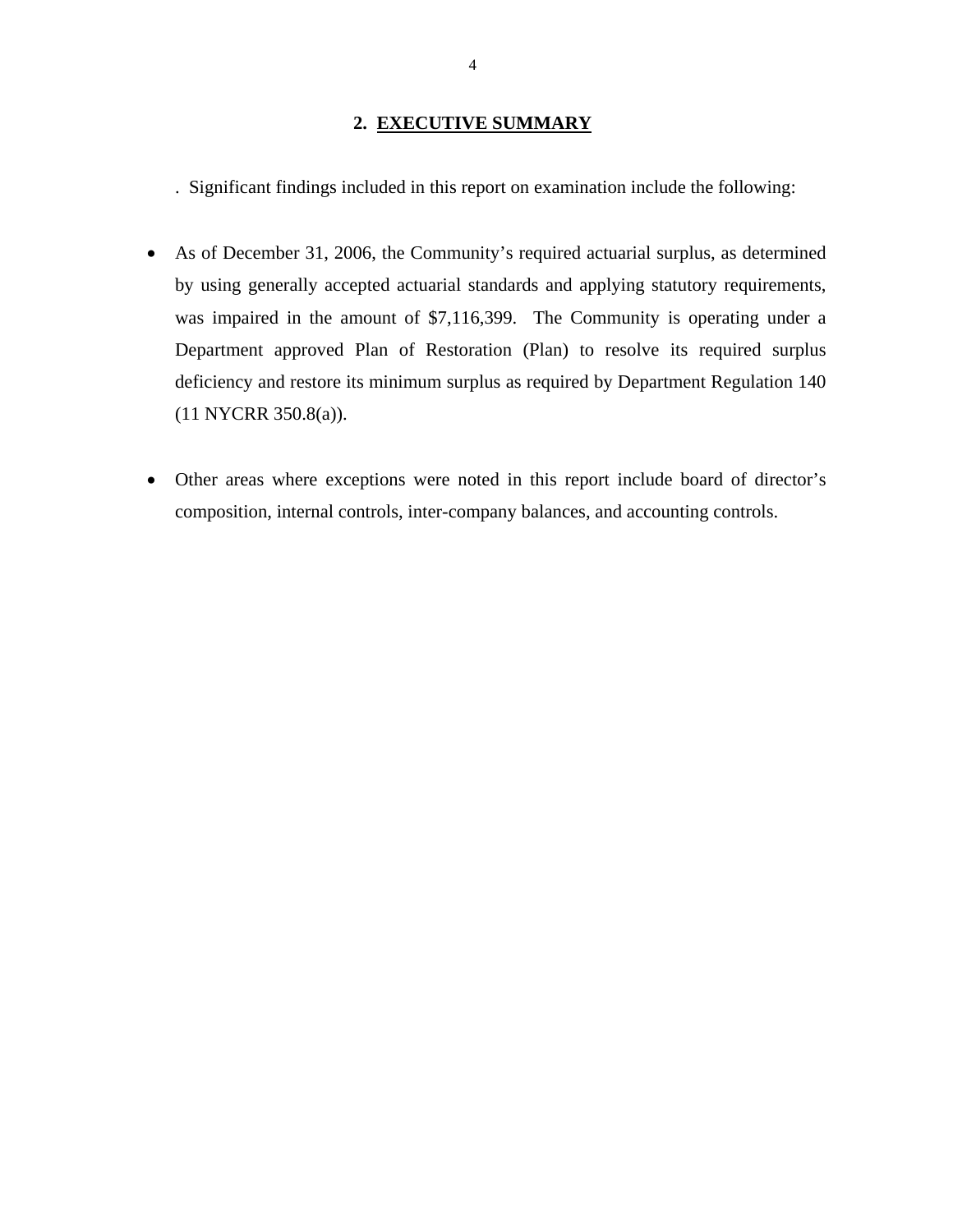## 2. EXECUTIVE SUMMARY

. Significant findings included in this report on examination include the following:

- As of December 31, 2006, the Community's required actuarial surplus, as determined by using generally accepted actuarial standards and applying statutory requirements, was impaired in the amount of $7,116,399. The Community is operating under a Department approved Plan of Restoration (Plan) to resolve its required surplus deficiency and restore its minimum surplus as required by Department Regulation 140 (11 NYCRR 350.8(a)).

- Other areas where exceptions were noted in this report include board of director's composition, internal controls, inter-company balances, and accounting controls.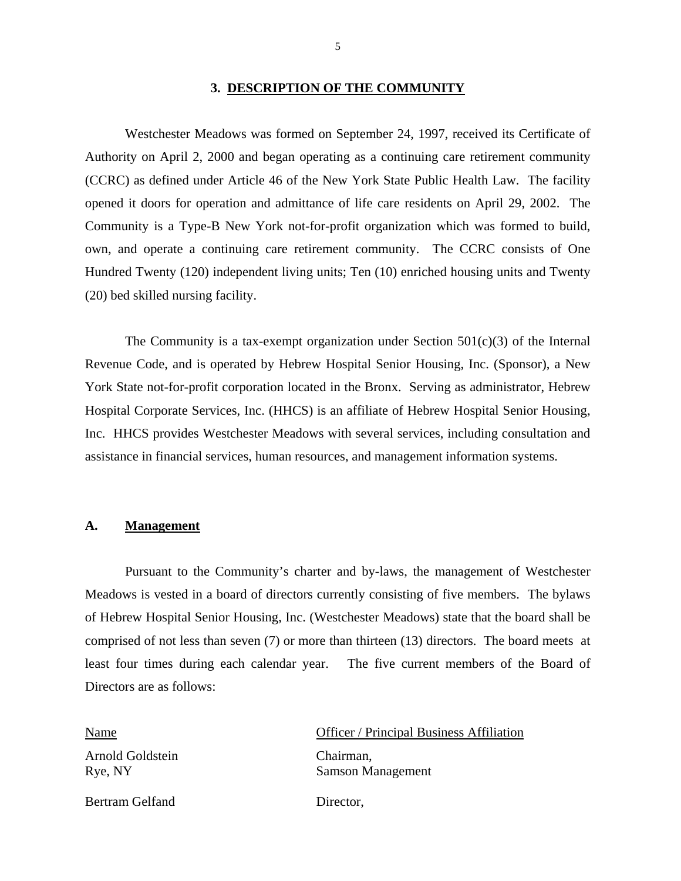## 3. DESCRIPTION OF THE COMMUNITY

Westchester Meadows was formed on September 24, 1997, received its Certificate of Authority on April 2, 2000 and began operating as a continuing care retirement community (CCRC) as defined under Article 46 of the New York State Public Health Law. The facility opened it doors for operation and admittance of life care residents on April 29, 2002. The Community is a Type-B New York not-for-profit organization which was formed to build, own, and operate a continuing care retirement community. The CCRC consists of One Hundred Twenty (120) independent living units; Ten (10) enriched housing units and Twenty (20) bed skilled nursing facility.

The Community is a tax-exempt organization under Section 501(c)(3) of the Internal Revenue Code, and is operated by Hebrew Hospital Senior Housing, Inc. (Sponsor), a New York State not-for-profit corporation located in the Bronx. Serving as administrator, Hebrew Hospital Corporate Services, Inc. (HHCS) is an affiliate of Hebrew Hospital Senior Housing, Inc. HHCS provides Westchester Meadows with several services, including consultation and assistance in financial services, human resources, and management information systems.

### A. Management

Pursuant to the Community's charter and by-laws, the management of Westchester Meadows is vested in a board of directors currently consisting of five members. The bylaws of Hebrew Hospital Senior Housing, Inc. (Westchester Meadows) state that the board shall be comprised of not less than seven (7) or more than thirteen (13) directors. The board meets at least four times during each calendar year. The five current members of the Board of Directors are as follows:

| Name | Officer / Principal Business Affiliation |
|---|---|
| Arnold Goldstein<br>Rye, NY | Chairman,<br>Samson Management |
| Bertram Gelfand | Director, |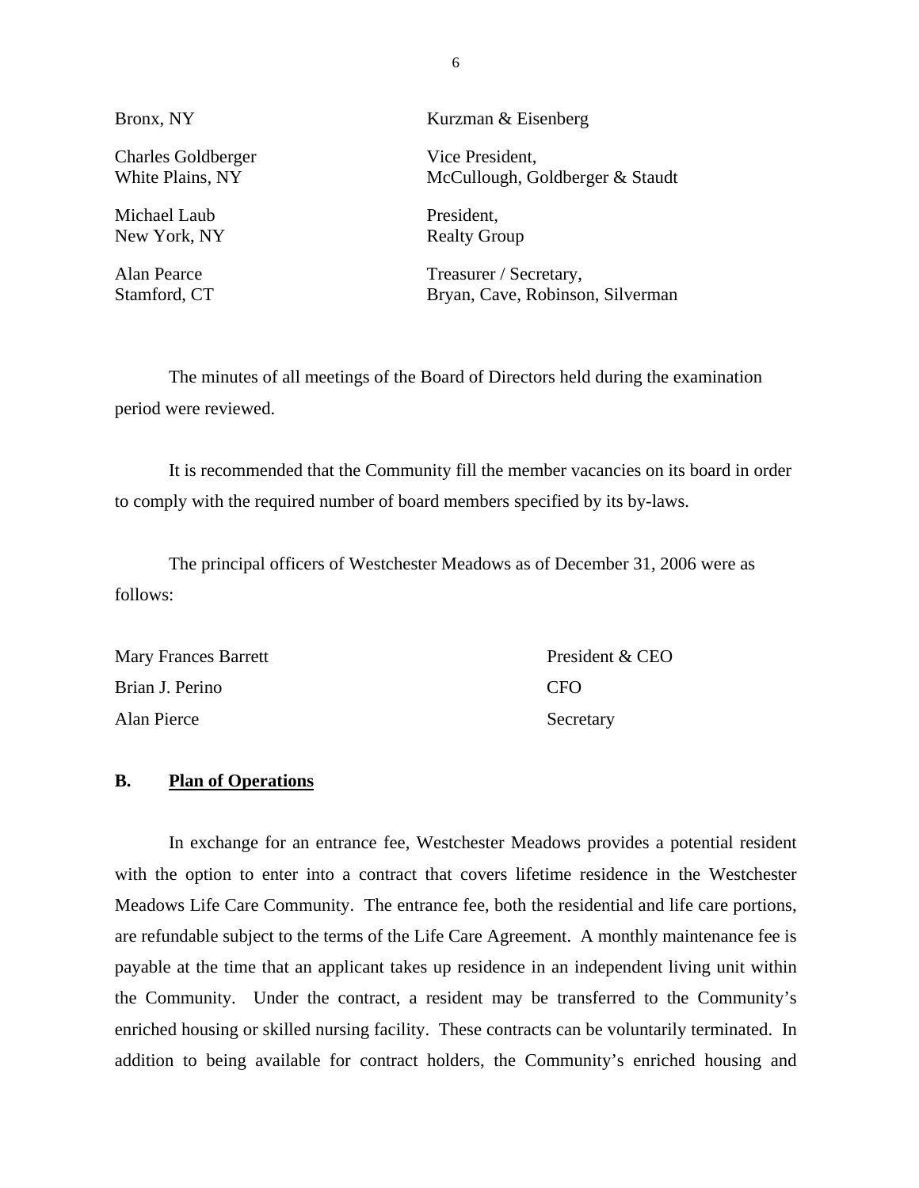| | |
|---|---|
| Bronx, NY | Kurzman & Eisenberg |
| Charles Goldberger<br>White Plains, NY | Vice President,<br>McCullough, Goldberger & Staudt |
| Michael Laub<br>New York, NY | President,<br>Realty Group |
| Alan Pearce<br>Stamford, CT | Treasurer / Secretary,<br>Bryan, Cave, Robinson, Silverman |

The minutes of all meetings of the Board of Directors held during the examination period were reviewed.

It is recommended that the Community fill the member vacancies on its board in order to comply with the required number of board members specified by its by-laws.

The principal officers of Westchester Meadows as of December 31, 2006 were as follows:

| | |
|---|---|
| Mary Frances Barrett | President & CEO |
| Brian J. Perino | CFO |
| Alan Pierce | Secretary |

## B. Plan of Operations

In exchange for an entrance fee, Westchester Meadows provides a potential resident with the option to enter into a contract that covers lifetime residence in the Westchester Meadows Life Care Community. The entrance fee, both the residential and life care portions, are refundable subject to the terms of the Life Care Agreement. A monthly maintenance fee is payable at the time that an applicant takes up residence in an independent living unit within the Community. Under the contract, a resident may be transferred to the Community's enriched housing or skilled nursing facility. These contracts can be voluntarily terminated. In addition to being available for contract holders, the Community's enriched housing and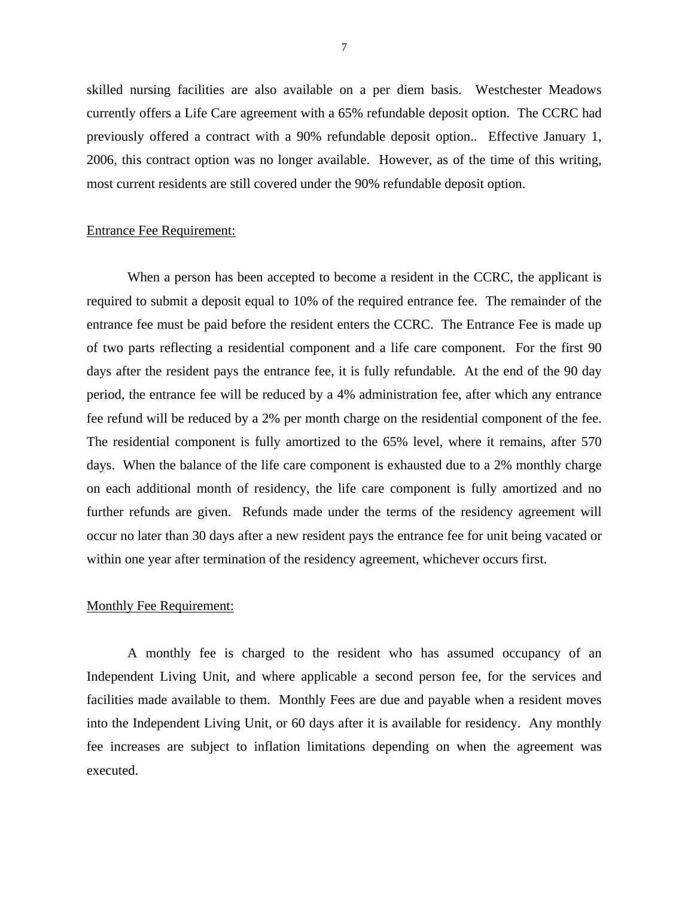skilled nursing facilities are also available on a per diem basis. Westchester Meadows currently offers a Life Care agreement with a 65% refundable deposit option. The CCRC had previously offered a contract with a 90% refundable deposit option.. Effective January 1, 2006, this contract option was no longer available. However, as of the time of this writing, most current residents are still covered under the 90% refundable deposit option.

Entrance Fee Requirement:

When a person has been accepted to become a resident in the CCRC, the applicant is required to submit a deposit equal to 10% of the required entrance fee. The remainder of the entrance fee must be paid before the resident enters the CCRC. The Entrance Fee is made up of two parts reflecting a residential component and a life care component. For the first 90 days after the resident pays the entrance fee, it is fully refundable. At the end of the 90 day period, the entrance fee will be reduced by a 4% administration fee, after which any entrance fee refund will be reduced by a 2% per month charge on the residential component of the fee. The residential component is fully amortized to the 65% level, where it remains, after 570 days. When the balance of the life care component is exhausted due to a 2% monthly charge on each additional month of residency, the life care component is fully amortized and no further refunds are given. Refunds made under the terms of the residency agreement will occur no later than 30 days after a new resident pays the entrance fee for unit being vacated or within one year after termination of the residency agreement, whichever occurs first.

Monthly Fee Requirement:

A monthly fee is charged to the resident who has assumed occupancy of an Independent Living Unit, and where applicable a second person fee, for the services and facilities made available to them. Monthly Fees are due and payable when a resident moves into the Independent Living Unit, or 60 days after it is available for residency. Any monthly fee increases are subject to inflation limitations depending on when the agreement was executed.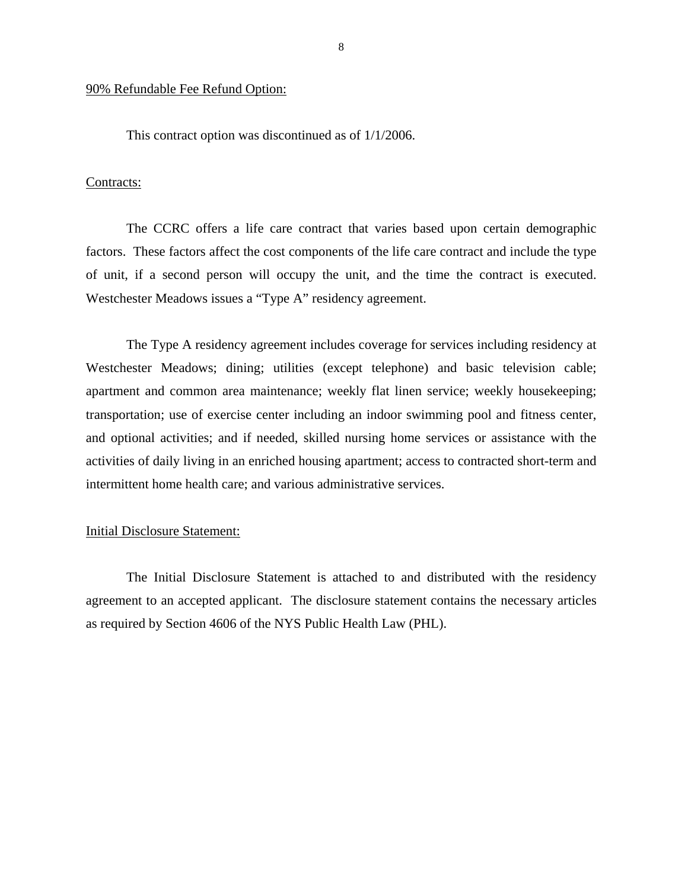90% Refundable Fee Refund Option:

This contract option was discontinued as of 1/1/2006.

Contracts:

The CCRC offers a life care contract that varies based upon certain demographic factors. These factors affect the cost components of the life care contract and include the type of unit, if a second person will occupy the unit, and the time the contract is executed. Westchester Meadows issues a "Type A" residency agreement.

The Type A residency agreement includes coverage for services including residency at Westchester Meadows; dining; utilities (except telephone) and basic television cable; apartment and common area maintenance; weekly flat linen service; weekly housekeeping; transportation; use of exercise center including an indoor swimming pool and fitness center, and optional activities; and if needed, skilled nursing home services or assistance with the activities of daily living in an enriched housing apartment; access to contracted short-term and intermittent home health care; and various administrative services.

Initial Disclosure Statement:

The Initial Disclosure Statement is attached to and distributed with the residency agreement to an accepted applicant. The disclosure statement contains the necessary articles as required by Section 4606 of the NYS Public Health Law (PHL).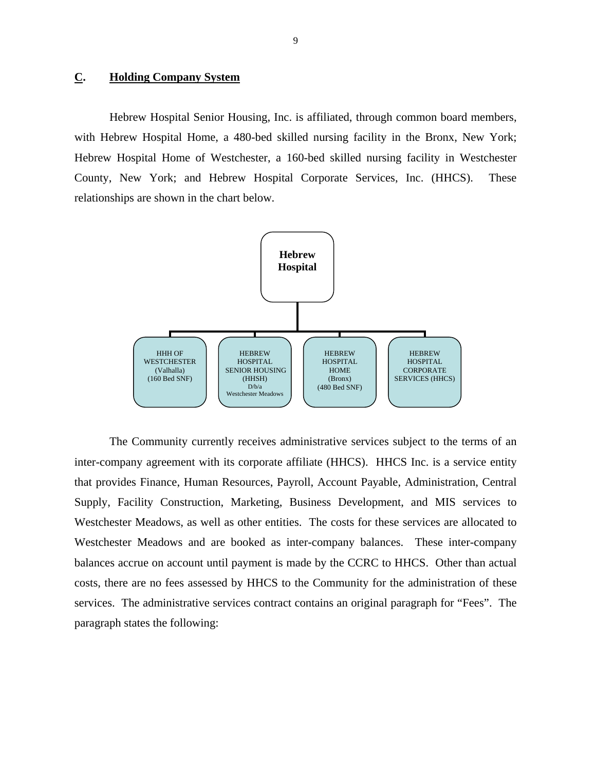## C. Holding Company System

Hebrew Hospital Senior Housing, Inc. is affiliated, through common board members, with Hebrew Hospital Home, a 480-bed skilled nursing facility in the Bronx, New York; Hebrew Hospital Home of Westchester, a 160-bed skilled nursing facility in Westchester County, New York; and Hebrew Hospital Corporate Services, Inc. (HHCS). These relationships are shown in the chart below.

Hebrew Hospital

HHH OF WESTCHESTER (Valhalla) (160 Bed SNF)

HEBREW HOSPITAL SENIOR HOUSING (HHSH) D/b/a Westchester Meadows

HEBREW HOSPITAL HOME (Bronx) (480 Bed SNF)

HEBREW HOSPITAL CORPORATE SERVICES (HHCS)

The Community currently receives administrative services subject to the terms of an inter-company agreement with its corporate affiliate (HHCS). HHCS Inc. is a service entity that provides Finance, Human Resources, Payroll, Account Payable, Administration, Central Supply, Facility Construction, Marketing, Business Development, and MIS services to Westchester Meadows, as well as other entities. The costs for these services are allocated to Westchester Meadows and are booked as inter-company balances. These inter-company balances accrue on account until payment is made by the CCRC to HHCS. Other than actual costs, there are no fees assessed by HHCS to the Community for the administration of these services. The administrative services contract contains an original paragraph for "Fees". The paragraph states the following: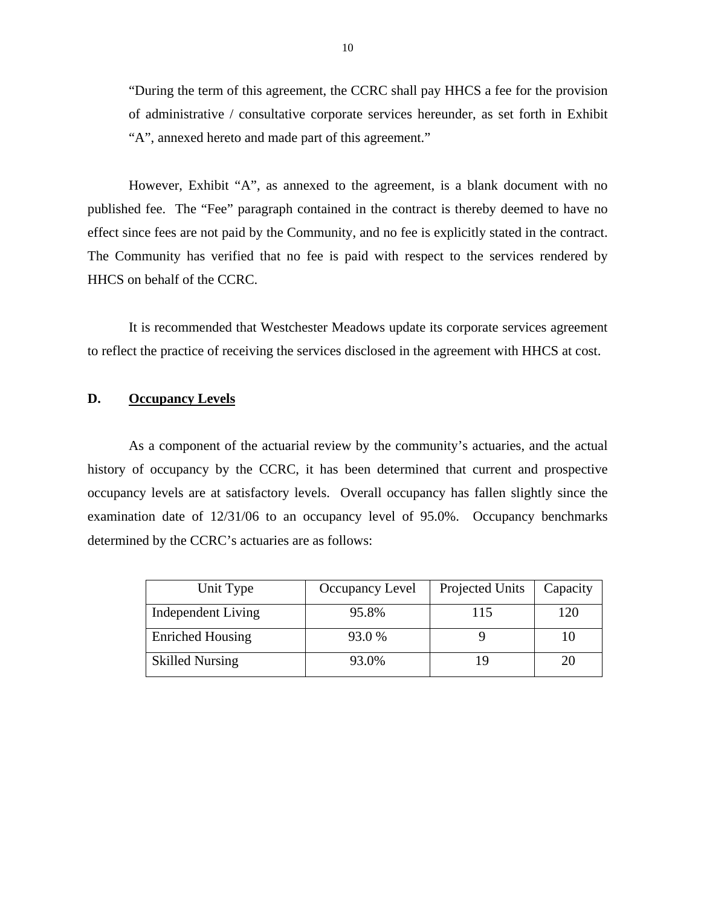> "During the term of this agreement, the CCRC shall pay HHCS a fee for the provision of administrative / consultative corporate services hereunder, as set forth in Exhibit "A", annexed hereto and made part of this agreement."

However, Exhibit "A", as annexed to the agreement, is a blank document with no published fee. The "Fee" paragraph contained in the contract is thereby deemed to have no effect since fees are not paid by the Community, and no fee is explicitly stated in the contract. The Community has verified that no fee is paid with respect to the services rendered by HHCS on behalf of the CCRC.

It is recommended that Westchester Meadows update its corporate services agreement to reflect the practice of receiving the services disclosed in the agreement with HHCS at cost.

## D. Occupancy Levels

As a component of the actuarial review by the community's actuaries, and the actual history of occupancy by the CCRC, it has been determined that current and prospective occupancy levels are at satisfactory levels. Overall occupancy has fallen slightly since the examination date of 12/31/06 to an occupancy level of 95.0%. Occupancy benchmarks determined by the CCRC's actuaries are as follows:

| Unit Type | Occupancy Level | Projected Units | Capacity |
|---|---|---|---|
| Independent Living | 95.8% | 115 | 120 |
| Enriched Housing | 93.0 % | 9 | 10 |
| Skilled Nursing | 93.0% | 19 | 20 |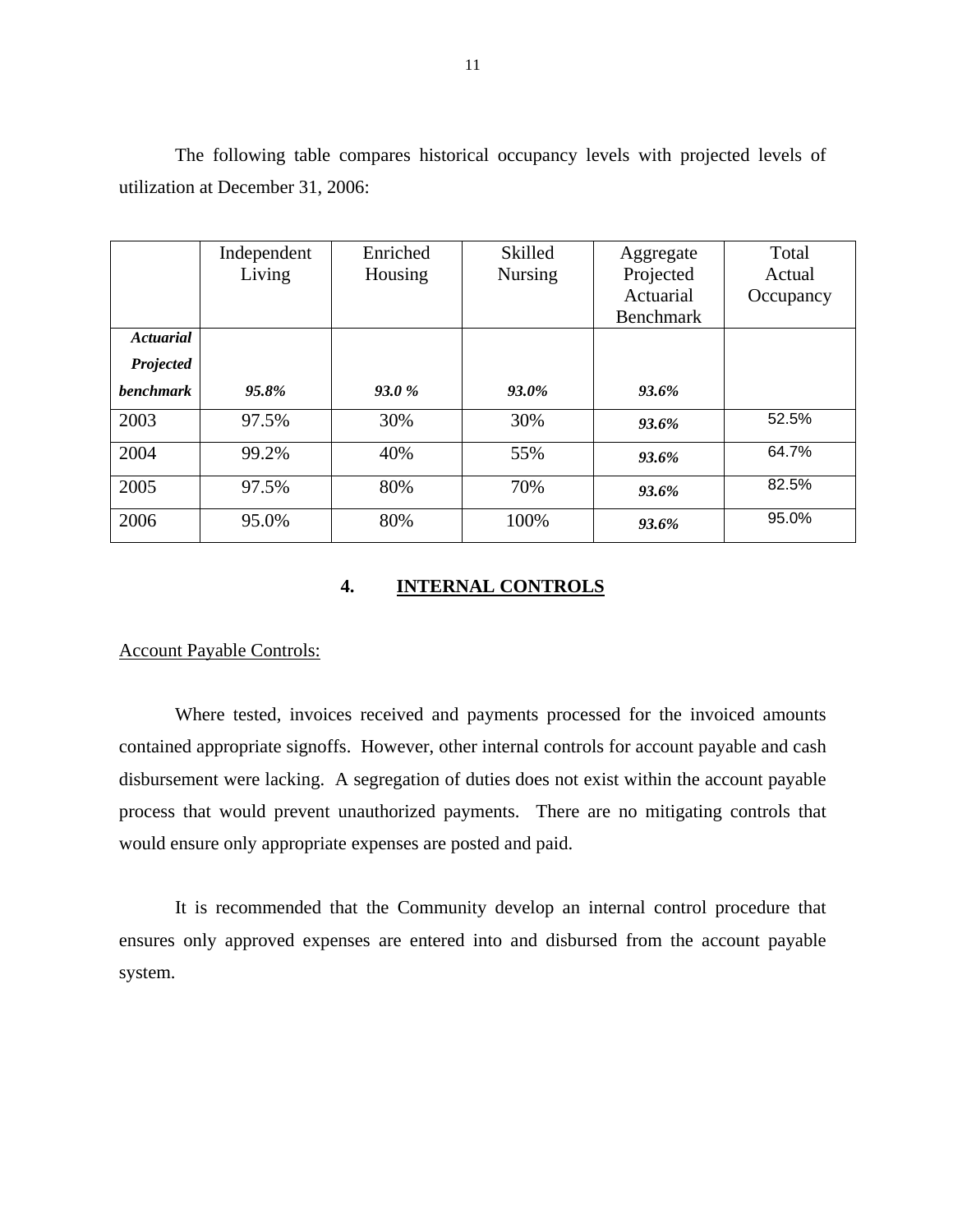The following table compares historical occupancy levels with projected levels of utilization at December 31, 2006:

| | Independent Living | Enriched Housing | Skilled Nursing | Aggregate Projected Actuarial Benchmark | Total Actual Occupancy |
|---|---|---|---|---|---|
| ***Actuarial Projected benchmark*** | ***95.8%*** | ***93.0 %*** | ***93.0%*** | ***93.6%*** | |
| 2003 | 97.5% | 30% | 30% | ***93.6%*** | 52.5% |
| 2004 | 99.2% | 40% | 55% | ***93.6%*** | 64.7% |
| 2005 | 97.5% | 80% | 70% | ***93.6%*** | 82.5% |
| 2006 | 95.0% | 80% | 100% | ***93.6%*** | 95.0% |

## 4. INTERNAL CONTROLS

Account Payable Controls:

Where tested, invoices received and payments processed for the invoiced amounts contained appropriate signoffs. However, other internal controls for account payable and cash disbursement were lacking. A segregation of duties does not exist within the account payable process that would prevent unauthorized payments. There are no mitigating controls that would ensure only appropriate expenses are posted and paid.

It is recommended that the Community develop an internal control procedure that ensures only approved expenses are entered into and disbursed from the account payable system.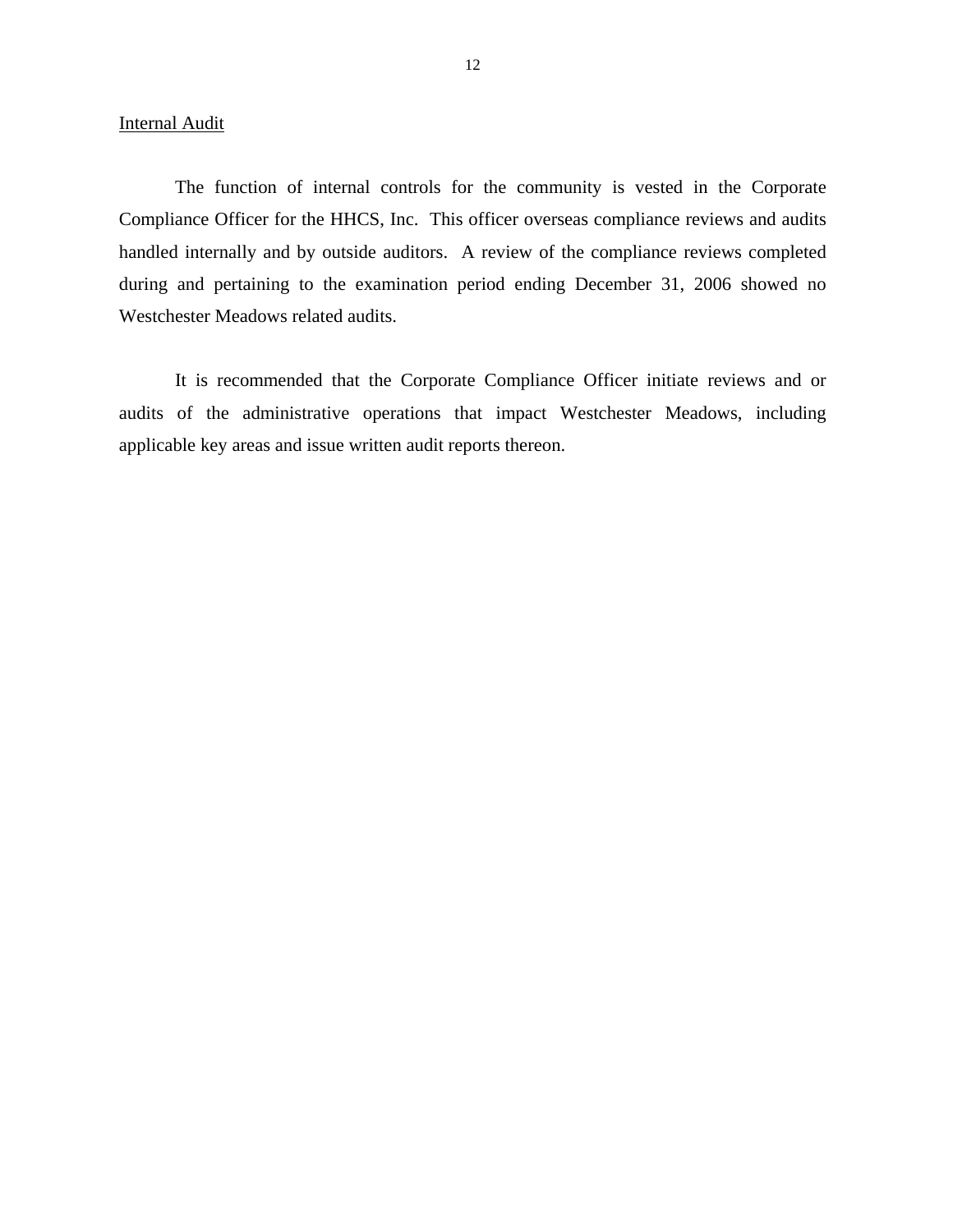Internal Audit

The function of internal controls for the community is vested in the Corporate Compliance Officer for the HHCS, Inc. This officer overseas compliance reviews and audits handled internally and by outside auditors. A review of the compliance reviews completed during and pertaining to the examination period ending December 31, 2006 showed no Westchester Meadows related audits.

It is recommended that the Corporate Compliance Officer initiate reviews and or audits of the administrative operations that impact Westchester Meadows, including applicable key areas and issue written audit reports thereon.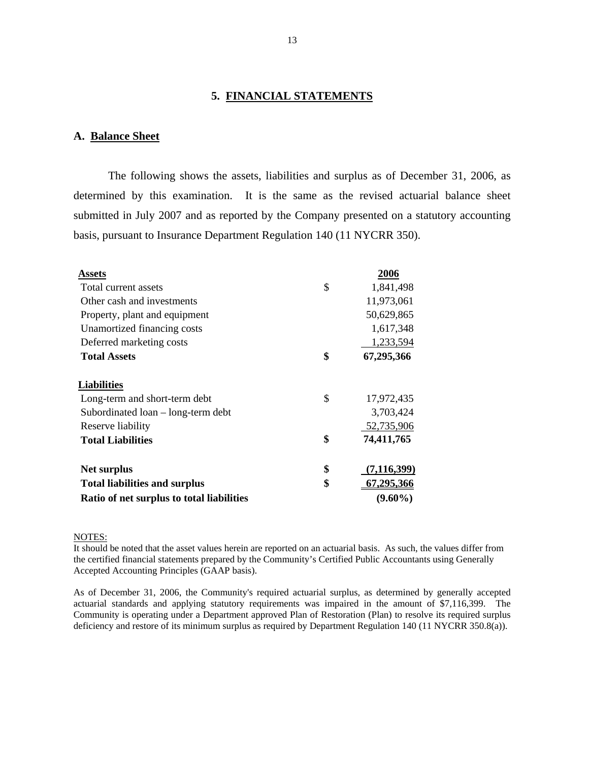## 5. FINANCIAL STATEMENTS

### A. Balance Sheet

The following shows the assets, liabilities and surplus as of December 31, 2006, as determined by this examination. It is the same as the revised actuarial balance sheet submitted in July 2007 and as reported by the Company presented on a statutory accounting basis, pursuant to Insurance Department Regulation 140 (11 NYCRR 350).

| | | |
|---|---|---|
| **Assets** | | **2006** |
| Total current assets | $ | 1,841,498 |
| Other cash and investments | | 11,973,061 |
| Property, plant and equipment | | 50,629,865 |
| Unamortized financing costs | | 1,617,348 |
| Deferred marketing costs | | 1,233,594 |
| **Total Assets** | **$** | **67,295,366** |
| **Liabilities** | | |
| Long-term and short-term debt | $ | 17,972,435 |
| Subordinated loan – long-term debt | | 3,703,424 |
| Reserve liability | | 52,735,906 |
| **Total Liabilities** | **$** | **74,411,765** |
| **Net surplus** | **$** | **(7,116,399)** |
| **Total liabilities and surplus** | **$** | **67,295,366** |
| **Ratio of net surplus to total liabilities** | | **(9.60%)** |

NOTES:

It should be noted that the asset values herein are reported on an actuarial basis. As such, the values differ from the certified financial statements prepared by the Community's Certified Public Accountants using Generally Accepted Accounting Principles (GAAP basis).

As of December 31, 2006, the Community's required actuarial surplus, as determined by generally accepted actuarial standards and applying statutory requirements was impaired in the amount of $7,116,399. The Community is operating under a Department approved Plan of Restoration (Plan) to resolve its required surplus deficiency and restore of its minimum surplus as required by Department Regulation 140 (11 NYCRR 350.8(a)).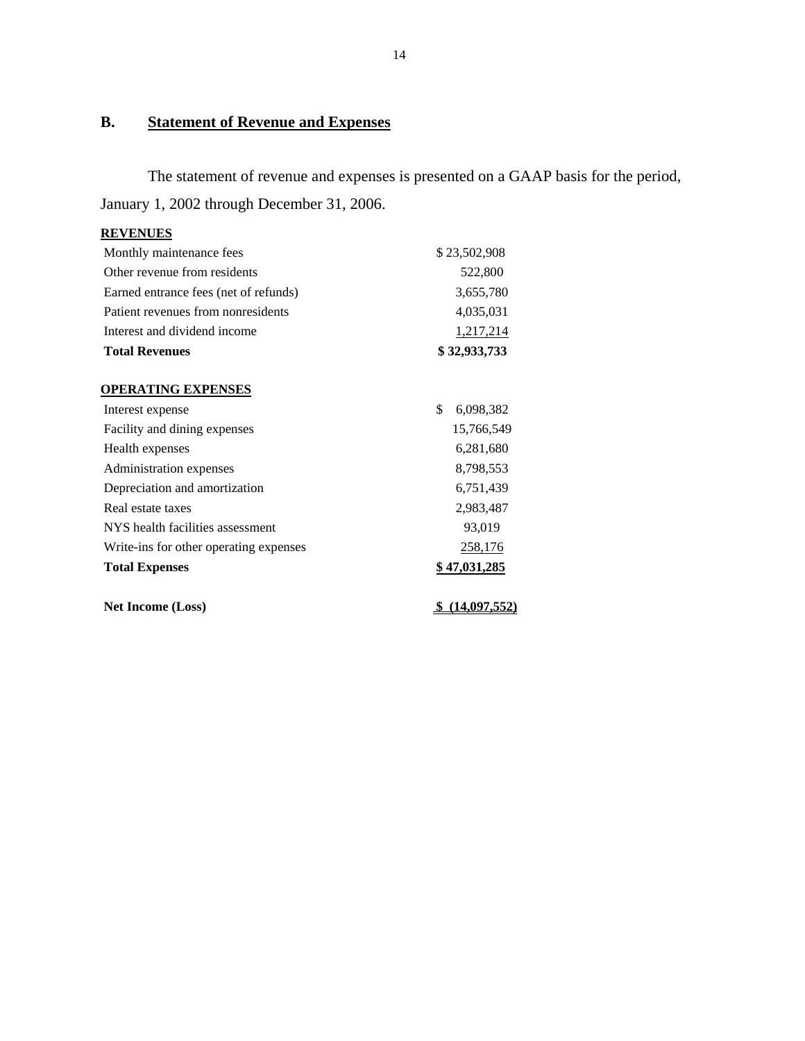## B. Statement of Revenue and Expenses

The statement of revenue and expenses is presented on a GAAP basis for the period, January 1, 2002 through December 31, 2006.

| | |
|---|---|
| **REVENUES** | |
| Monthly maintenance fees | $ 23,502,908 |
| Other revenue from residents | 522,800 |
| Earned entrance fees (net of refunds) | 3,655,780 |
| Patient revenues from nonresidents | 4,035,031 |
| Interest and dividend income | 1,217,214 |
| **Total Revenues** | **$ 32,933,733** |
| | |
| **OPERATING EXPENSES** | |
| Interest expense | $ 6,098,382 |
| Facility and dining expenses | 15,766,549 |
| Health expenses | 6,281,680 |
| Administration expenses | 8,798,553 |
| Depreciation and amortization | 6,751,439 |
| Real estate taxes | 2,983,487 |
| NYS health facilities assessment | 93,019 |
| Write-ins for other operating expenses | 258,176 |
| **Total Expenses** | **$ 47,031,285** |
| | |
| **Net Income (Loss)** | **$ (14,097,552)** |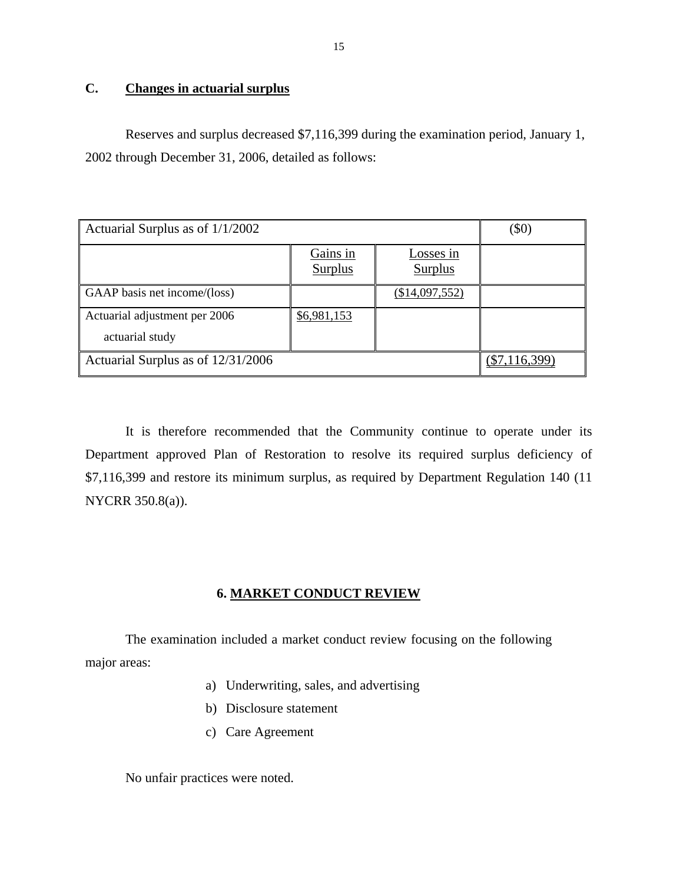### C. Changes in actuarial surplus

Reserves and surplus decreased $7,116,399 during the examination period, January 1, 2002 through December 31, 2006, detailed as follows:

| | | | |
|---|---|---|---|
| Actuarial Surplus as of 1/1/2002 | | | ($0) |
| | Gains in Surplus | Losses in Surplus | |
| GAAP basis net income/(loss) | | ($14,097,552) | |
| Actuarial adjustment per 2006 actuarial study | $6,981,153 | | |
| Actuarial Surplus as of 12/31/2006 | | | ($7,116,399) |

It is therefore recommended that the Community continue to operate under its Department approved Plan of Restoration to resolve its required surplus deficiency of $7,116,399 and restore its minimum surplus, as required by Department Regulation 140 (11 NYCRR 350.8(a)).

## 6. MARKET CONDUCT REVIEW

The examination included a market conduct review focusing on the following major areas:

a) Underwriting, sales, and advertising
b) Disclosure statement
c) Care Agreement

No unfair practices were noted.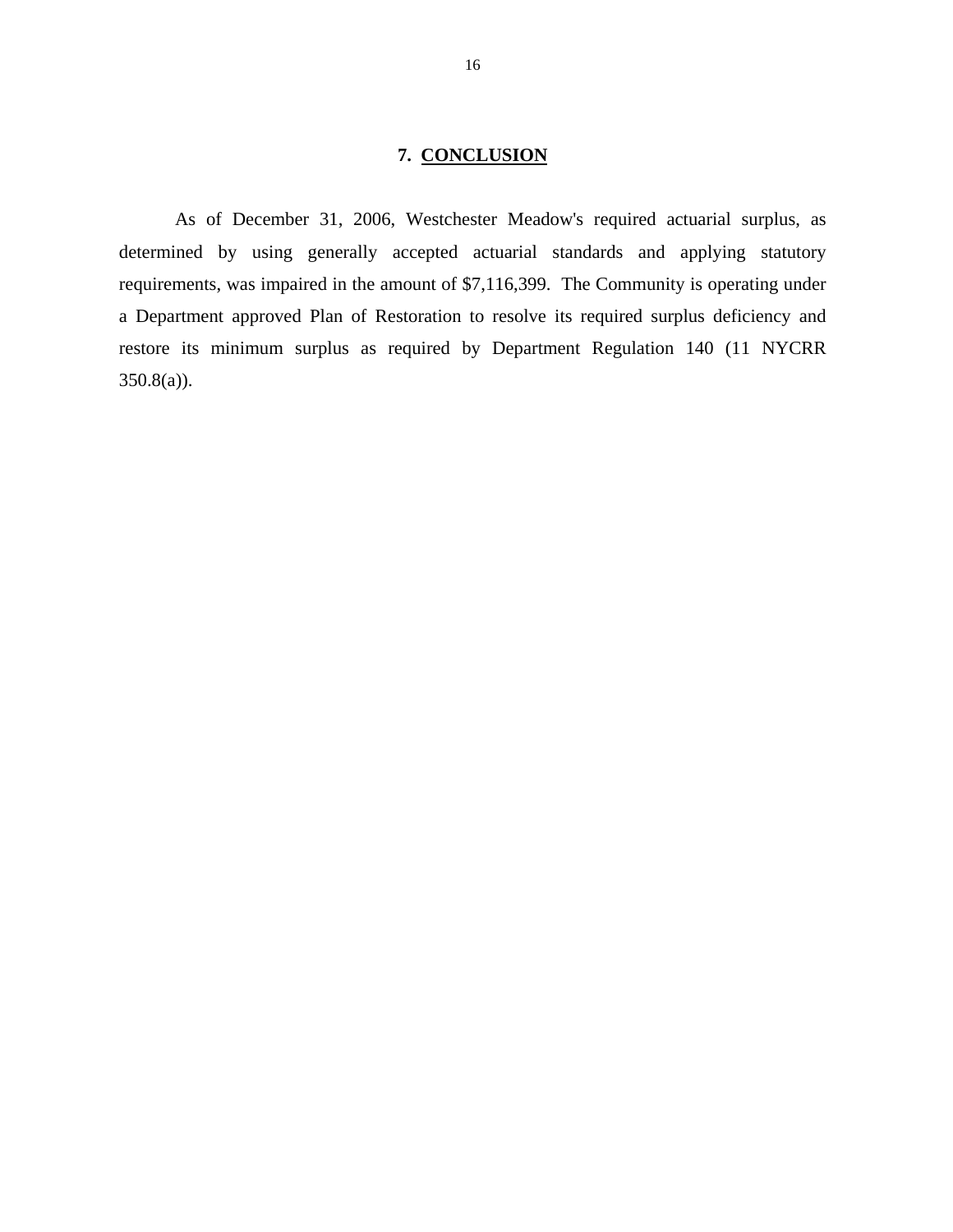## 7. CONCLUSION

As of December 31, 2006, Westchester Meadow's required actuarial surplus, as determined by using generally accepted actuarial standards and applying statutory requirements, was impaired in the amount of $7,116,399. The Community is operating under a Department approved Plan of Restoration to resolve its required surplus deficiency and restore its minimum surplus as required by Department Regulation 140 (11 NYCRR 350.8(a)).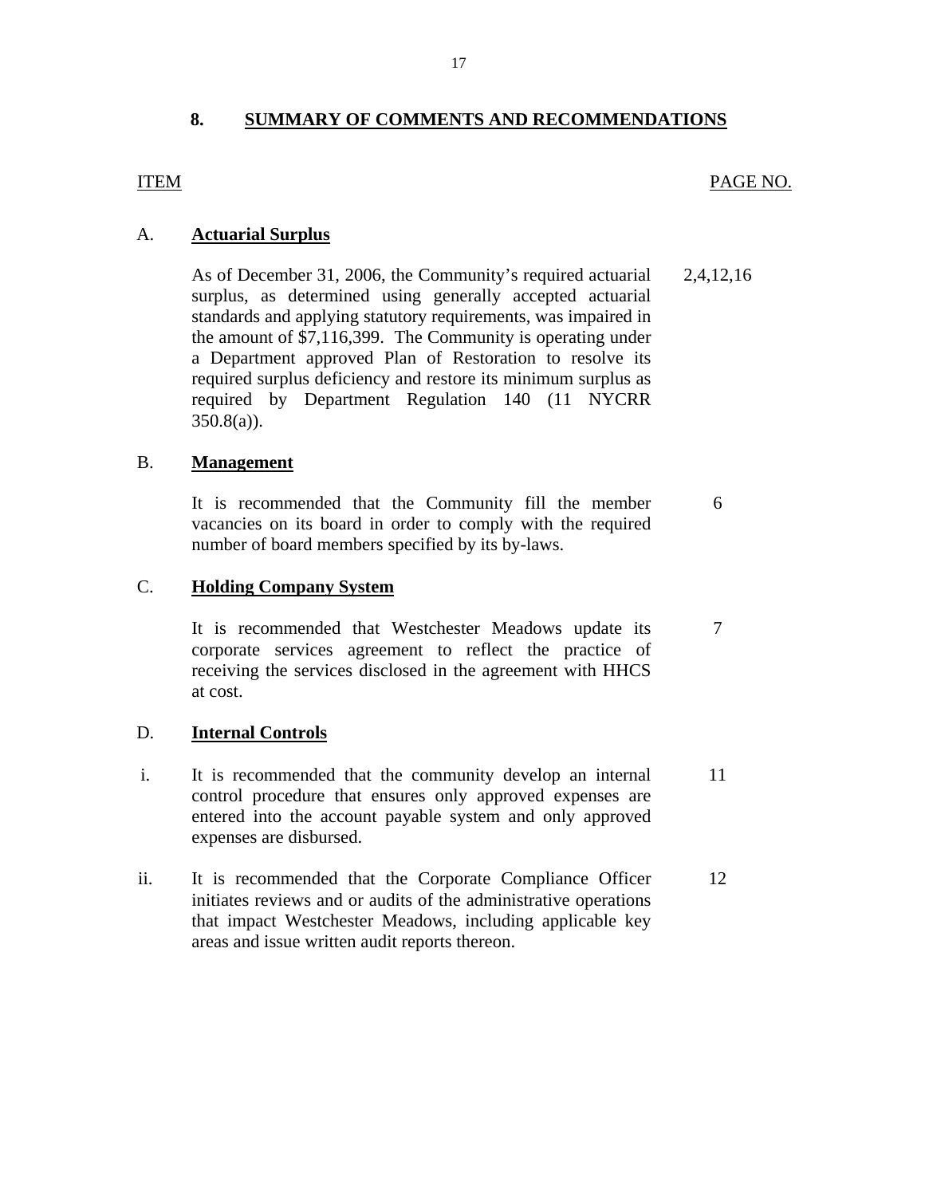## 8. SUMMARY OF COMMENTS AND RECOMMENDATIONS

| ITEM | | PAGE NO. |
|---|---|---|
| A. | **Actuarial Surplus** | |
| | As of December 31, 2006, the Community's required actuarial surplus, as determined using generally accepted actuarial standards and applying statutory requirements, was impaired in the amount of $7,116,399. The Community is operating under a Department approved Plan of Restoration to resolve its required surplus deficiency and restore its minimum surplus as required by Department Regulation 140 (11 NYCRR 350.8(a)). | 2,4,12,16 |
| B. | **Management** | |
| | It is recommended that the Community fill the member vacancies on its board in order to comply with the required number of board members specified by its by-laws. | 6 |
| C. | **Holding Company System** | |
| | It is recommended that Westchester Meadows update its corporate services agreement to reflect the practice of receiving the services disclosed in the agreement with HHCS at cost. | 7 |
| D. | **Internal Controls** | |
| i. | It is recommended that the community develop an internal control procedure that ensures only approved expenses are entered into the account payable system and only approved expenses are disbursed. | 11 |
| ii. | It is recommended that the Corporate Compliance Officer initiates reviews and or audits of the administrative operations that impact Westchester Meadows, including applicable key areas and issue written audit reports thereon. | 12 |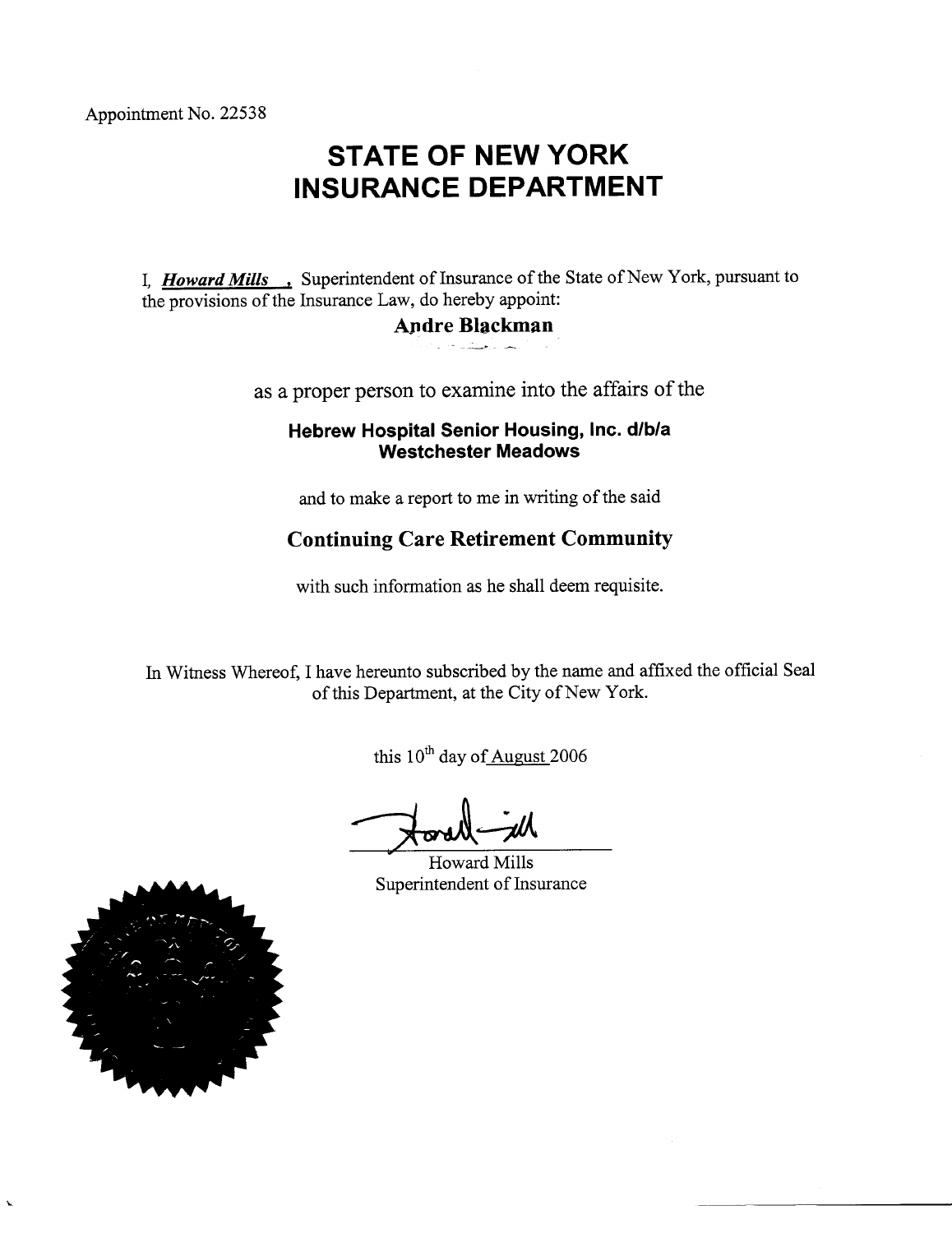Appointment No. 22538

# STATE OF NEW YORK
# INSURANCE DEPARTMENT

I, ***Howard Mills***, Superintendent of Insurance of the State of New York, pursuant to the provisions of the Insurance Law, do hereby appoint:

**Andre Blackman**

as a proper person to examine into the affairs of the

**Hebrew Hospital Senior Housing, Inc. d/b/a Westchester Meadows**

and to make a report to me in writing of the said

**Continuing Care Retirement Community**

with such information as he shall deem requisite.

In Witness Whereof, I have hereunto subscribed by the name and affixed the official Seal of this Department, at the City of New York.

this 10th day of August 2006

Howard Mills
Superintendent of Insurance